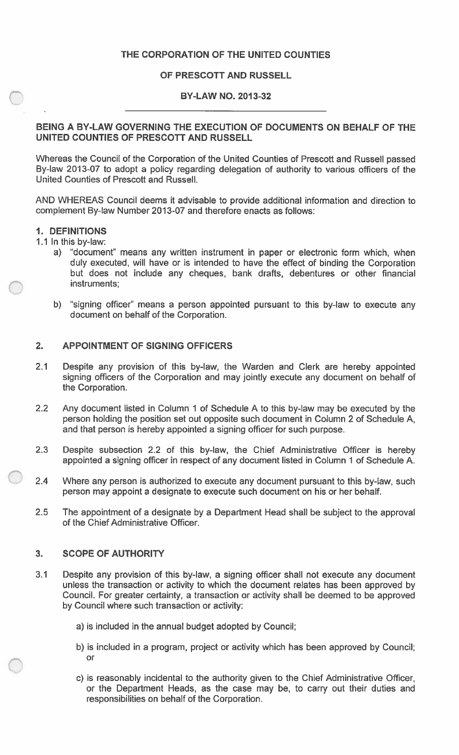# THE CORPORATION OF THE UNITED COUNTIES

## OF PRESCOTT AND RUSSELL

## BY-LAW NO. 2013-32

**BEING A BY-LAW GOVERNING THE EXECUTION OF DOCUMENTS ON BEHALF OF THE UNITED COUNTIES OF PRESCOTT AND RUSSELL**

Whereas the Council of the Corporation of the United Counties of Prescott and Russell passed By-law 2013-07 to adopt a policy regarding delegation of authority to various officers of the United Counties of Prescott and Russell.

AND WHEREAS Council deems it advisable to provide additional information and direction to complement By-law Number 2013-07 and therefore enacts as follows:

### 1. DEFINITIONS

1.1 In this by-law:

a) "document" means any written instrument in paper or electronic form which, when duly executed, will have or is intended to have the effect of binding the Corporation but does not include any cheques, bank drafts, debentures or other financial instruments;

b) "signing officer" means a person appointed pursuant to this by-law to execute any document on behalf of the Corporation.

### 2. APPOINTMENT OF SIGNING OFFICERS

2.1 Despite any provision of this by-law, the Warden and Clerk are hereby appointed signing officers of the Corporation and may jointly execute any document on behalf of the Corporation.

2.2 Any document listed in Column 1 of Schedule A to this by-law may be executed by the person holding the position set out opposite such document in Column 2 of Schedule A, and that person is hereby appointed a signing officer for such purpose.

2.3 Despite subsection 2.2 of this by-law, the Chief Administrative Officer is hereby appointed a signing officer in respect of any document listed in Column 1 of Schedule A.

2.4 Where any person is authorized to execute any document pursuant to this by-law, such person may appoint a designate to execute such document on his or her behalf.

2.5 The appointment of a designate by a Department Head shall be subject to the approval of the Chief Administrative Officer.

### 3. SCOPE OF AUTHORITY

3.1 Despite any provision of this by-law, a signing officer shall not execute any document unless the transaction or activity to which the document relates has been approved by Council. For greater certainty, a transaction or activity shall be deemed to be approved by Council where such transaction or activity:

a) is included in the annual budget adopted by Council;

b) is included in a program, project or activity which has been approved by Council; or

c) is reasonably incidental to the authority given to the Chief Administrative Officer, or the Department Heads, as the case may be, to carry out their duties and responsibilities on behalf of the Corporation.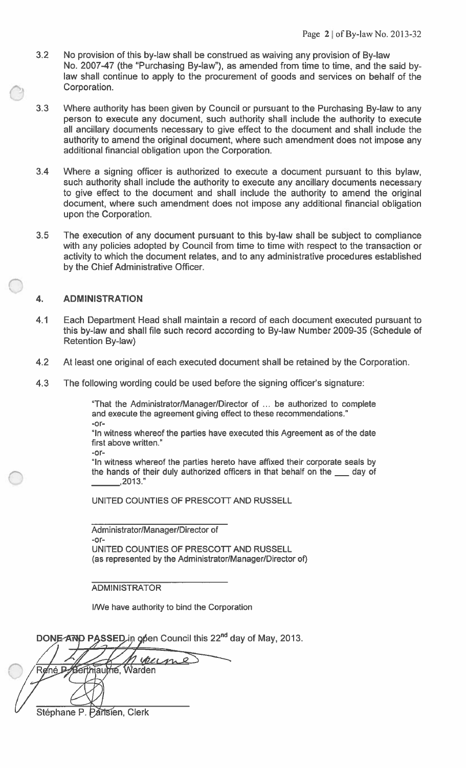3.2 No provision of this by-law shall be construed as waiving any provision of By-law No. 2007-47 (the "Purchasing By-law"), as amended from time to time, and the said by-law shall continue to apply to the procurement of goods and services on behalf of the Corporation.

3.3 Where authority has been given by Council or pursuant to the Purchasing By-law to any person to execute any document, such authority shall include the authority to execute all ancillary documents necessary to give effect to the document and shall include the authority to amend the original document, where such amendment does not impose any additional financial obligation upon the Corporation.

3.4 Where a signing officer is authorized to execute a document pursuant to this bylaw, such authority shall include the authority to execute any ancillary documents necessary to give effect to the document and shall include the authority to amend the original document, where such amendment does not impose any additional financial obligation upon the Corporation.

3.5 The execution of any document pursuant to this by-law shall be subject to compliance with any policies adopted by Council from time to time with respect to the transaction or activity to which the document relates, and to any administrative procedures established by the Chief Administrative Officer.

## 4. ADMINISTRATION

4.1 Each Department Head shall maintain a record of each document executed pursuant to this by-law and shall file such record according to By-law Number 2009-35 (Schedule of Retention By-law)

4.2 At least one original of each executed document shall be retained by the Corporation.

4.3 The following wording could be used before the signing officer's signature:

> "That the Administrator/Manager/Director of ... be authorized to complete and execute the agreement giving effect to these recommendations."
> -or-
> "In witness whereof the parties have executed this Agreement as of the date first above written."
> -or-
> "In witness whereof the parties hereto have affixed their corporate seals by the hands of their duly authorized officers in that behalf on the ___ day of ______,2013."
>
> UNITED COUNTIES OF PRESCOTT AND RUSSELL
>
> ___________________________
> Administrator/Manager/Director of
> -or-
> UNITED COUNTIES OF PRESCOTT AND RUSSELL
> (as represented by the Administrator/Manager/Director of)
>
> ___________________________
> ADMINISTRATOR
>
> I/We have authority to bind the Corporation

**DONE AND PASSED** in open Council this 22nd day of May, 2013.

___________________________
René P. Berthiaume, Warden

___________________________
Stéphane P. Parisien, Clerk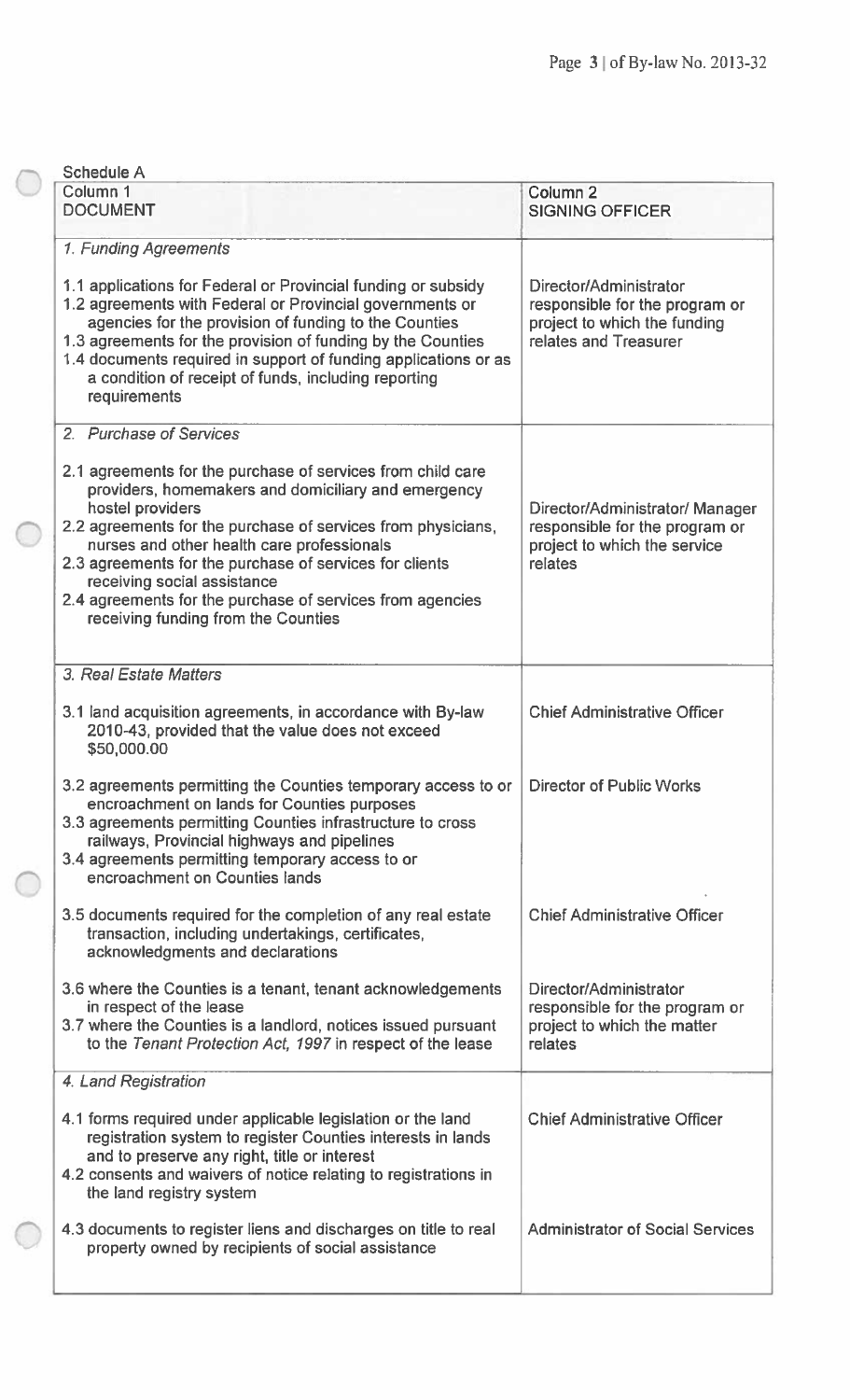Schedule A

| Column 1<br>DOCUMENT | Column 2<br>SIGNING OFFICER |
|---|---|
| *1. Funding Agreements* | |
| 1.1 applications for Federal or Provincial funding or subsidy<br>1.2 agreements with Federal or Provincial governments or agencies for the provision of funding to the Counties<br>1.3 agreements for the provision of funding by the Counties<br>1.4 documents required in support of funding applications or as a condition of receipt of funds, including reporting requirements | Director/Administrator responsible for the program or project to which the funding relates and Treasurer |
| *2. Purchase of Services* | |
| 2.1 agreements for the purchase of services from child care providers, homemakers and domiciliary and emergency hostel providers<br>2.2 agreements for the purchase of services from physicians, nurses and other health care professionals<br>2.3 agreements for the purchase of services for clients receiving social assistance<br>2.4 agreements for the purchase of services from agencies receiving funding from the Counties | Director/Administrator/ Manager responsible for the program or project to which the service relates |
| *3. Real Estate Matters* | |
| 3.1 land acquisition agreements, in accordance with By-law 2010-43, provided that the value does not exceed $50,000.00 | Chief Administrative Officer |
| 3.2 agreements permitting the Counties temporary access to or encroachment on lands for Counties purposes<br>3.3 agreements permitting Counties infrastructure to cross railways, Provincial highways and pipelines<br>3.4 agreements permitting temporary access to or encroachment on Counties lands | Director of Public Works |
| 3.5 documents required for the completion of any real estate transaction, including undertakings, certificates, acknowledgments and declarations | Chief Administrative Officer |
| 3.6 where the Counties is a tenant, tenant acknowledgements in respect of the lease<br>3.7 where the Counties is a landlord, notices issued pursuant to the *Tenant Protection Act, 1997* in respect of the lease | Director/Administrator responsible for the program or project to which the matter relates |
| *4. Land Registration* | |
| 4.1 forms required under applicable legislation or the land registration system to register Counties interests in lands and to preserve any right, title or interest<br>4.2 consents and waivers of notice relating to registrations in the land registry system | Chief Administrative Officer |
| 4.3 documents to register liens and discharges on title to real property owned by recipients of social assistance | Administrator of Social Services |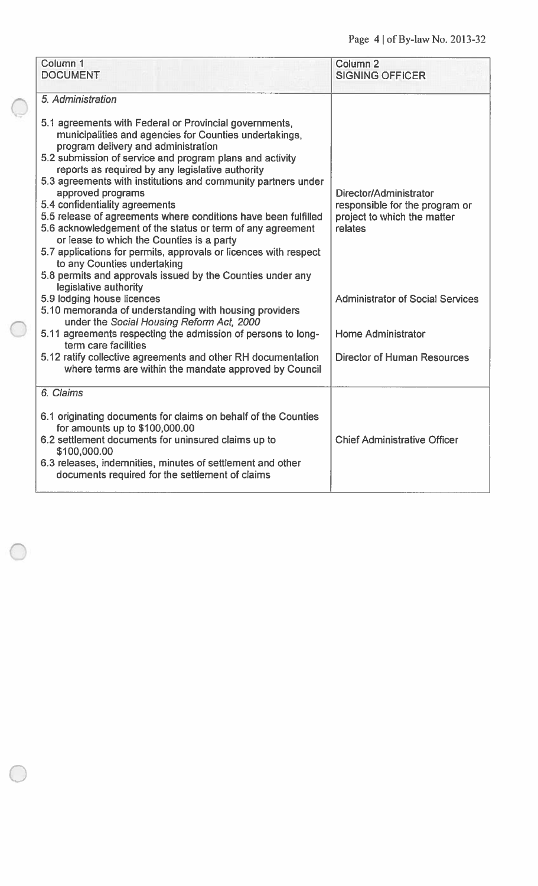| Column 1<br>DOCUMENT | Column 2<br>SIGNING OFFICER |
|---|---|
| *5. Administration* | |
| 5.1 agreements with Federal or Provincial governments, municipalities and agencies for Counties undertakings, program delivery and administration<br>5.2 submission of service and program plans and activity reports as required by any legislative authority<br>5.3 agreements with institutions and community partners under approved programs<br>5.4 confidentiality agreements<br>5.5 release of agreements where conditions have been fulfilled<br>5.6 acknowledgement of the status or term of any agreement or lease to which the Counties is a party<br>5.7 applications for permits, approvals or licences with respect to any Counties undertaking<br>5.8 permits and approvals issued by the Counties under any legislative authority | Director/Administrator responsible for the program or project to which the matter relates |
| 5.9 lodging house licences<br>5.10 memoranda of understanding with housing providers under the *Social Housing Reform Act, 2000* | Administrator of Social Services |
| 5.11 agreements respecting the admission of persons to long-term care facilities | Home Administrator |
| 5.12 ratify collective agreements and other RH documentation where terms are within the mandate approved by Council | Director of Human Resources |
| *6. Claims* | |
| 6.1 originating documents for claims on behalf of the Counties for amounts up to $100,000.00<br>6.2 settlement documents for uninsured claims up to $100,000.00<br>6.3 releases, indemnities, minutes of settlement and other documents required for the settlement of claims | Chief Administrative Officer |